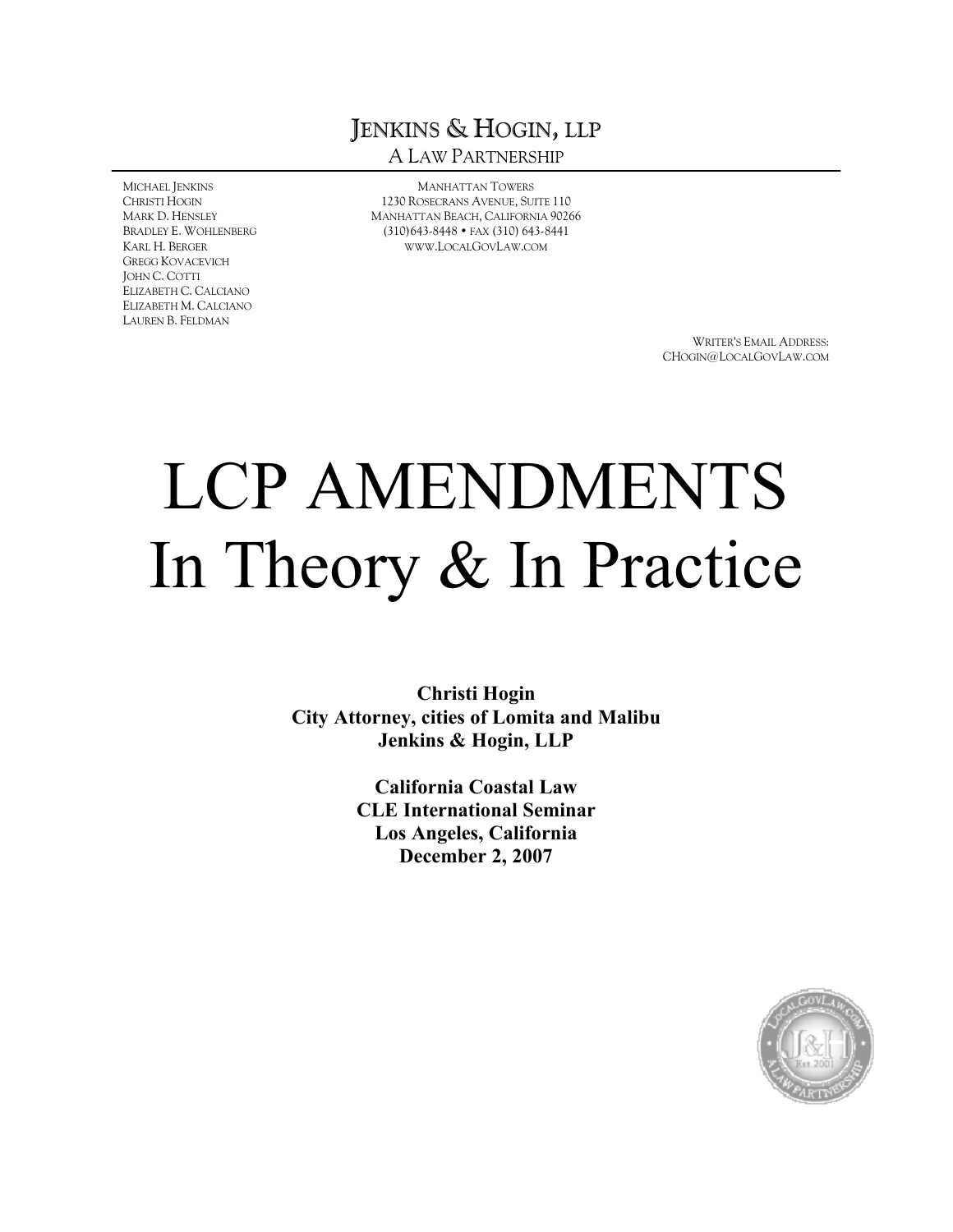JENKINS & HOGIN, LLP

A LAW PARTNERSHIP

MICHAEL JENKINS
CHRISTI HOGIN
MARK D. HENSLEY
BRADLEY E. WOHLENBERG
KARL H. BERGER
GREGG KOVACEVICH
JOHN C. COTTI
ELIZABETH C. CALCIANO
ELIZABETH M. CALCIANO
LAUREN B. FELDMAN

MANHATTAN TOWERS
1230 ROSECRANS AVENUE, SUITE 110
MANHATTAN BEACH, CALIFORNIA 90266
(310)643-8448 • FAX (310) 643-8441
WWW.LOCALGOVLAW.COM

WRITER'S EMAIL ADDRESS:
CHOGIN@LOCALGOVLAW.COM

# LCP AMENDMENTS
# In Theory & In Practice

**Christi Hogin**
**City Attorney, cities of Lomita and Malibu**
**Jenkins & Hogin, LLP**

**California Coastal Law**
**CLE International Seminar**
**Los Angeles, California**
**December 2, 2007**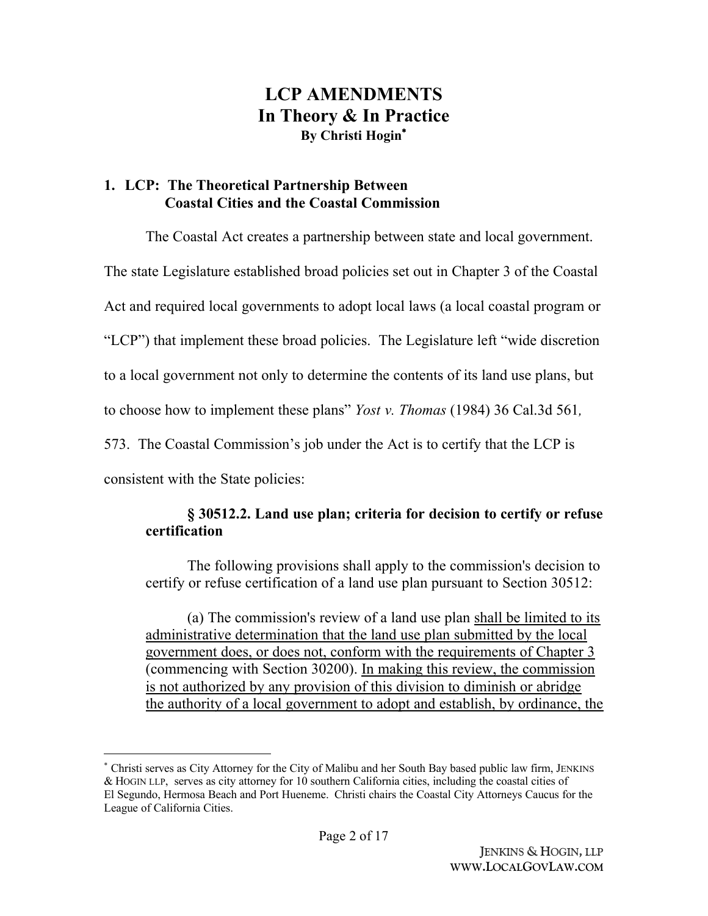# LCP AMENDMENTS
# In Theory & In Practice
**By Christi Hogin***

## 1. LCP: The Theoretical Partnership Between Coastal Cities and the Coastal Commission

The Coastal Act creates a partnership between state and local government. The state Legislature established broad policies set out in Chapter 3 of the Coastal Act and required local governments to adopt local laws (a local coastal program or "LCP") that implement these broad policies. The Legislature left "wide discretion to a local government not only to determine the contents of its land use plans, but to choose how to implement these plans" *Yost v. Thomas* (1984) 36 Cal.3d 561, 573. The Coastal Commission's job under the Act is to certify that the LCP is consistent with the State policies:

> **§ 30512.2. Land use plan; criteria for decision to certify or refuse certification**
>
> The following provisions shall apply to the commission's decision to certify or refuse certification of a land use plan pursuant to Section 30512:
>
> (a) The commission's review of a land use plan <u>shall be limited to its administrative determination that the land use plan submitted by the local government does, or does not, conform with the requirements of Chapter 3</u> (commencing with Section 30200). <u>In making this review, the commission is not authorized by any provision of this division to diminish or abridge the authority of a local government to adopt and establish, by ordinance, the</u>

---

* Christi serves as City Attorney for the City of Malibu and her South Bay based public law firm, JENKINS & HOGIN LLP, serves as city attorney for 10 southern California cities, including the coastal cities of El Segundo, Hermosa Beach and Port Hueneme. Christi chairs the Coastal City Attorneys Caucus for the League of California Cities.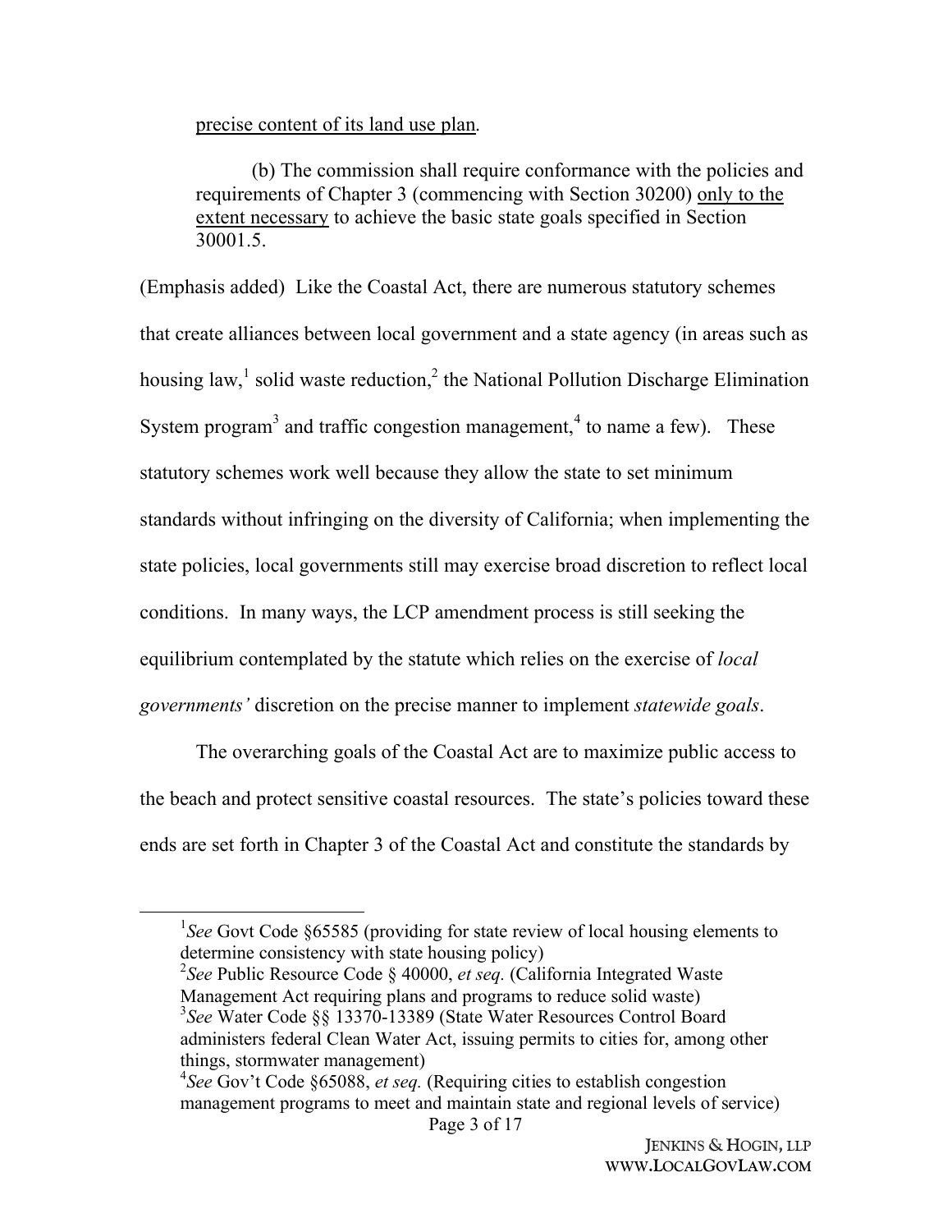precise content of its land use plan.

> (b) The commission shall require conformance with the policies and requirements of Chapter 3 (commencing with Section 30200) only to the extent necessary to achieve the basic state goals specified in Section 30001.5.

(Emphasis added) Like the Coastal Act, there are numerous statutory schemes that create alliances between local government and a state agency (in areas such as housing law,[1] solid waste reduction,[2] the National Pollution Discharge Elimination System program[3] and traffic congestion management,[4] to name a few). These statutory schemes work well because they allow the state to set minimum standards without infringing on the diversity of California; when implementing the state policies, local governments still may exercise broad discretion to reflect local conditions. In many ways, the LCP amendment process is still seeking the equilibrium contemplated by the statute which relies on the exercise of *local governments'* discretion on the precise manner to implement *statewide goals*.

The overarching goals of the Coastal Act are to maximize public access to the beach and protect sensitive coastal resources. The state's policies toward these ends are set forth in Chapter 3 of the Coastal Act and constitute the standards by

---

[1] *See* Govt Code §65585 (providing for state review of local housing elements to determine consistency with state housing policy)

[2] *See* Public Resource Code § 40000, *et seq.* (California Integrated Waste Management Act requiring plans and programs to reduce solid waste)

[3] *See* Water Code §§ 13370-13389 (State Water Resources Control Board administers federal Clean Water Act, issuing permits to cities for, among other things, stormwater management)

[4] *See* Gov't Code §65088, *et seq.* (Requiring cities to establish congestion management programs to meet and maintain state and regional levels of service)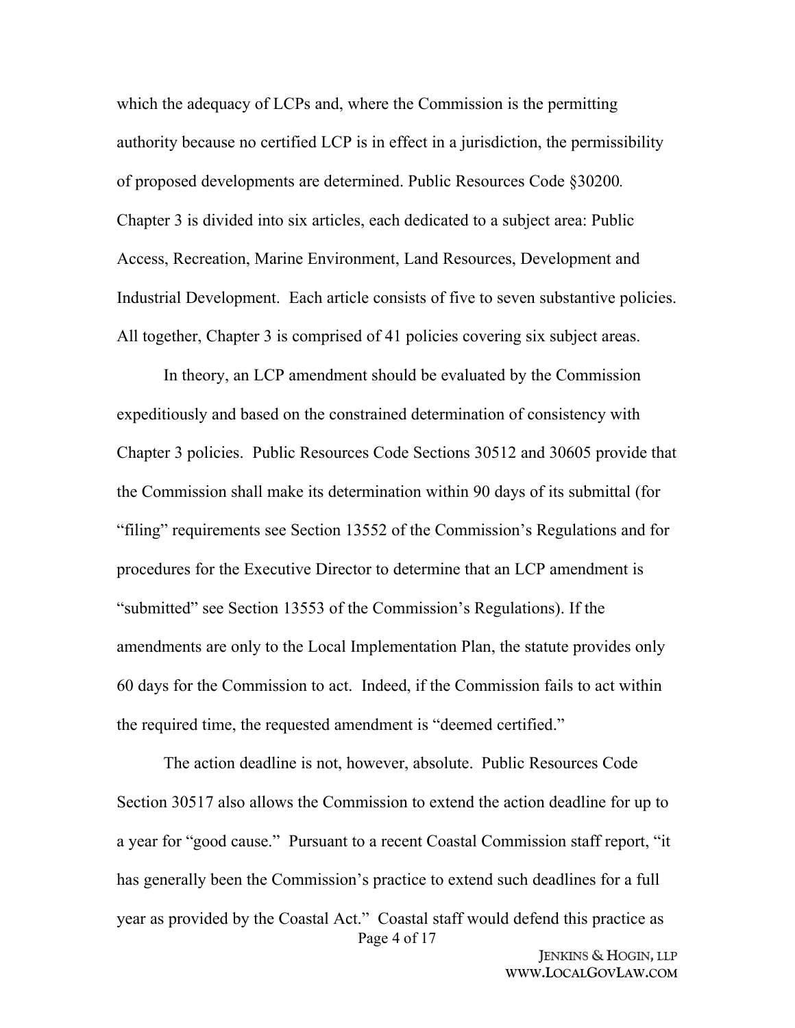which the adequacy of LCPs and, where the Commission is the permitting authority because no certified LCP is in effect in a jurisdiction, the permissibility of proposed developments are determined. Public Resources Code §30200. Chapter 3 is divided into six articles, each dedicated to a subject area: Public Access, Recreation, Marine Environment, Land Resources, Development and Industrial Development. Each article consists of five to seven substantive policies. All together, Chapter 3 is comprised of 41 policies covering six subject areas.

In theory, an LCP amendment should be evaluated by the Commission expeditiously and based on the constrained determination of consistency with Chapter 3 policies. Public Resources Code Sections 30512 and 30605 provide that the Commission shall make its determination within 90 days of its submittal (for "filing" requirements see Section 13552 of the Commission's Regulations and for procedures for the Executive Director to determine that an LCP amendment is "submitted" see Section 13553 of the Commission's Regulations). If the amendments are only to the Local Implementation Plan, the statute provides only 60 days for the Commission to act. Indeed, if the Commission fails to act within the required time, the requested amendment is "deemed certified."

The action deadline is not, however, absolute. Public Resources Code Section 30517 also allows the Commission to extend the action deadline for up to a year for "good cause." Pursuant to a recent Coastal Commission staff report, "it has generally been the Commission's practice to extend such deadlines for a full year as provided by the Coastal Act." Coastal staff would defend this practice as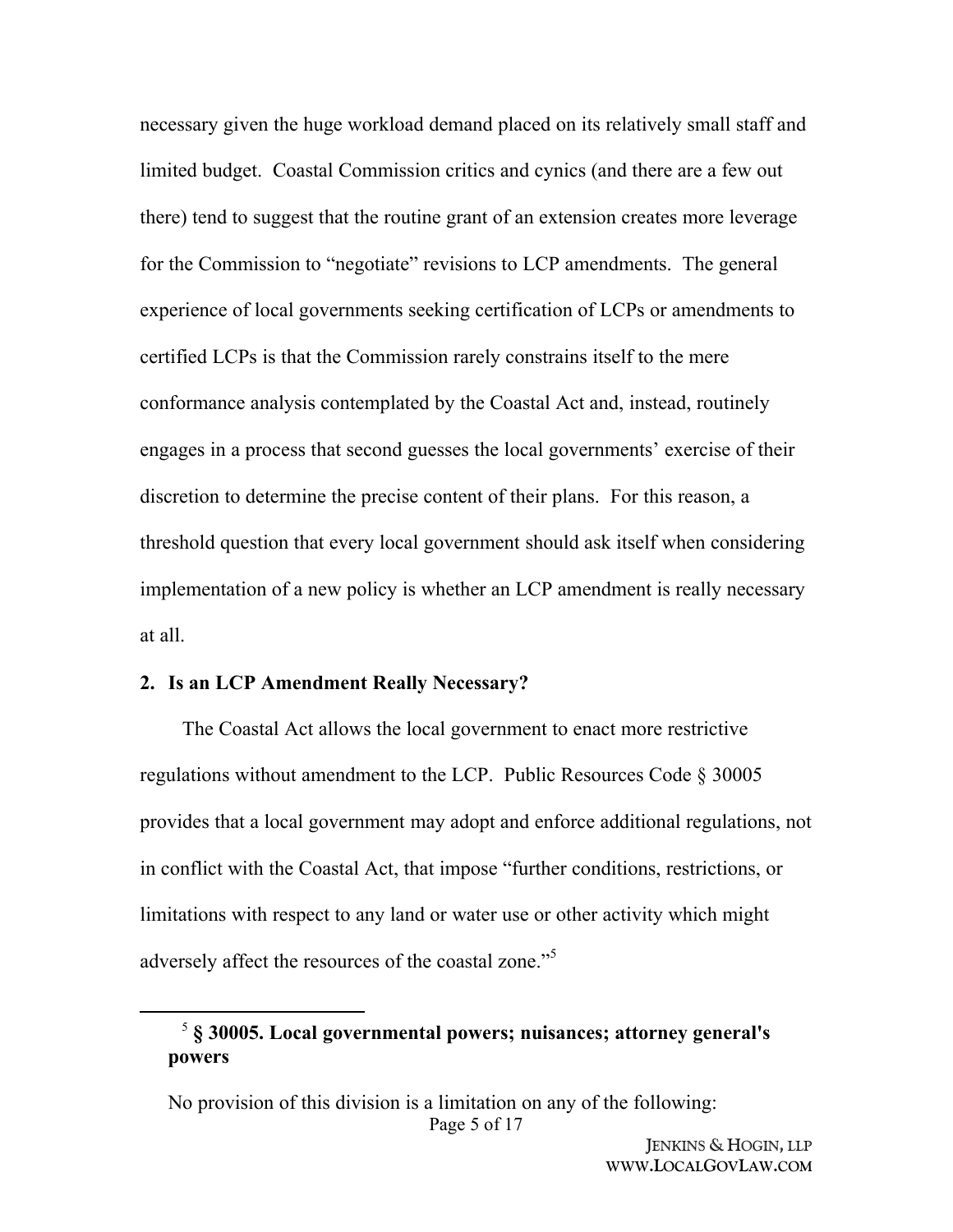necessary given the huge workload demand placed on its relatively small staff and limited budget. Coastal Commission critics and cynics (and there are a few out there) tend to suggest that the routine grant of an extension creates more leverage for the Commission to "negotiate" revisions to LCP amendments. The general experience of local governments seeking certification of LCPs or amendments to certified LCPs is that the Commission rarely constrains itself to the mere conformance analysis contemplated by the Coastal Act and, instead, routinely engages in a process that second guesses the local governments' exercise of their discretion to determine the precise content of their plans. For this reason, a threshold question that every local government should ask itself when considering implementation of a new policy is whether an LCP amendment is really necessary at all.

### 2. Is an LCP Amendment Really Necessary?

The Coastal Act allows the local government to enact more restrictive regulations without amendment to the LCP. Public Resources Code § 30005 provides that a local government may adopt and enforce additional regulations, not in conflict with the Coastal Act, that impose "further conditions, restrictions, or limitations with respect to any land or water use or other activity which might adversely affect the resources of the coastal zone."[5]

---

[5] **§ 30005. Local governmental powers; nuisances; attorney general's powers**

No provision of this division is a limitation on any of the following: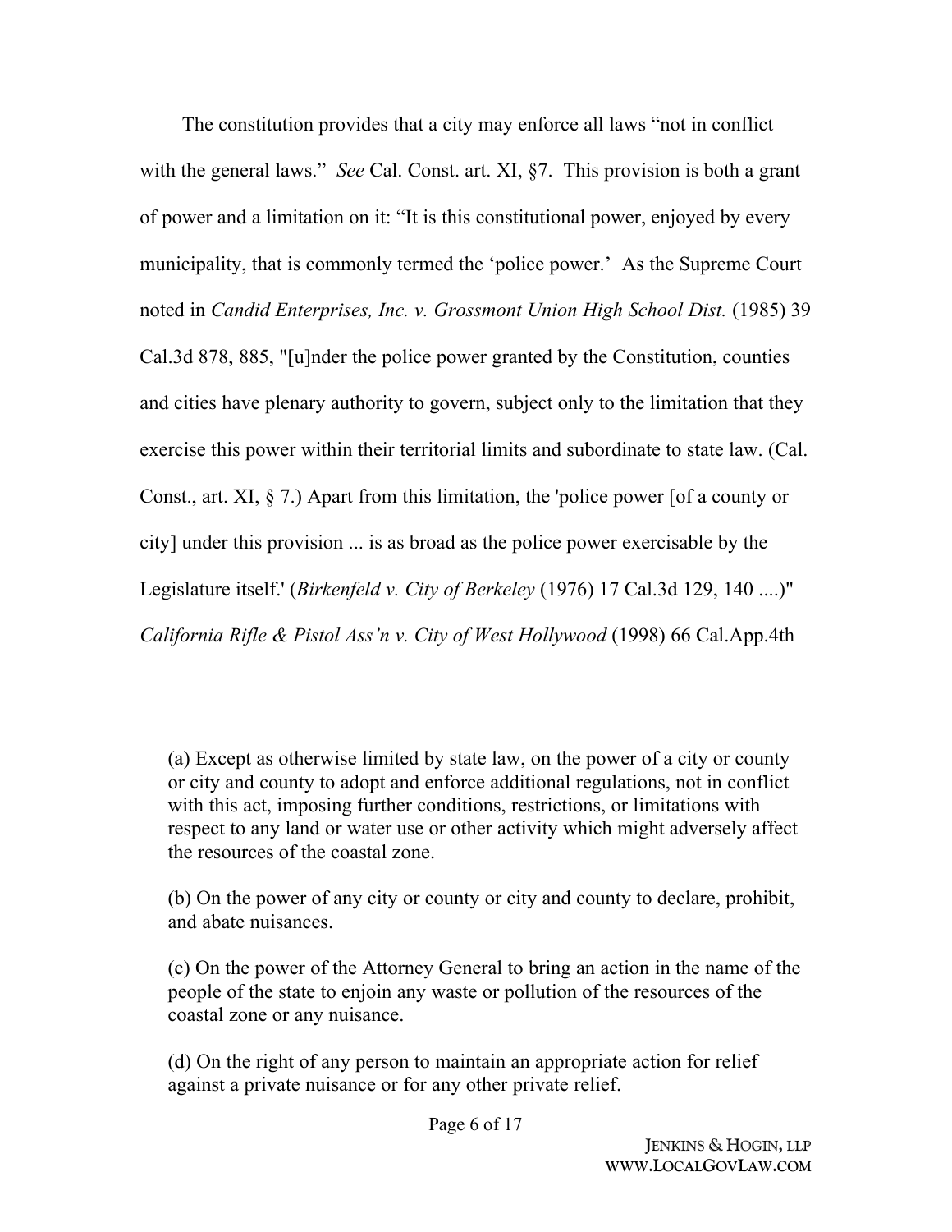The constitution provides that a city may enforce all laws "not in conflict with the general laws." *See* Cal. Const. art. XI, §7. This provision is both a grant of power and a limitation on it: "It is this constitutional power, enjoyed by every municipality, that is commonly termed the 'police power.' As the Supreme Court noted in *Candid Enterprises, Inc. v. Grossmont Union High School Dist.* (1985) 39 Cal.3d 878, 885, "[u]nder the police power granted by the Constitution, counties and cities have plenary authority to govern, subject only to the limitation that they exercise this power within their territorial limits and subordinate to state law. (Cal. Const., art. XI, § 7.) Apart from this limitation, the 'police power [of a county or city] under this provision ... is as broad as the police power exercisable by the Legislature itself.' (*Birkenfeld v. City of Berkeley* (1976) 17 Cal.3d 129, 140 ....)" *California Rifle & Pistol Ass'n v. City of West Hollywood* (1998) 66 Cal.App.4th

---

(a) Except as otherwise limited by state law, on the power of a city or county or city and county to adopt and enforce additional regulations, not in conflict with this act, imposing further conditions, restrictions, or limitations with respect to any land or water use or other activity which might adversely affect the resources of the coastal zone.

(b) On the power of any city or county or city and county to declare, prohibit, and abate nuisances.

(c) On the power of the Attorney General to bring an action in the name of the people of the state to enjoin any waste or pollution of the resources of the coastal zone or any nuisance.

(d) On the right of any person to maintain an appropriate action for relief against a private nuisance or for any other private relief.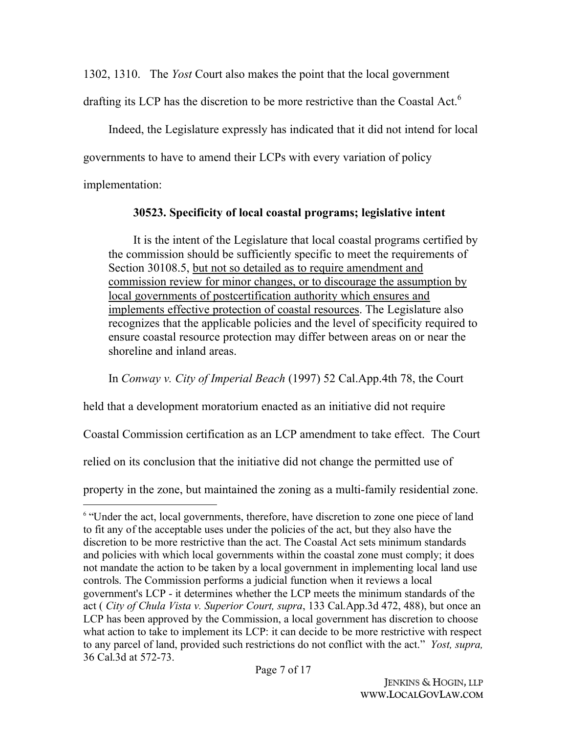1302, 1310. The *Yost* Court also makes the point that the local government drafting its LCP has the discretion to be more restrictive than the Coastal Act.[6]

Indeed, the Legislature expressly has indicated that it did not intend for local governments to have to amend their LCPs with every variation of policy implementation:

> **30523. Specificity of local coastal programs; legislative intent**
>
> It is the intent of the Legislature that local coastal programs certified by the commission should be sufficiently specific to meet the requirements of Section 30108.5, <u>but not so detailed as to require amendment and commission review for minor changes, or to discourage the assumption by local governments of postcertification authority which ensures and implements effective protection of coastal resources</u>. The Legislature also recognizes that the applicable policies and the level of specificity required to ensure coastal resource protection may differ between areas on or near the shoreline and inland areas.

In *Conway v. City of Imperial Beach* (1997) 52 Cal.App.4th 78, the Court held that a development moratorium enacted as an initiative did not require Coastal Commission certification as an LCP amendment to take effect. The Court relied on its conclusion that the initiative did not change the permitted use of property in the zone, but maintained the zoning as a multi-family residential zone.

---

[6] "Under the act, local governments, therefore, have discretion to zone one piece of land to fit any of the acceptable uses under the policies of the act, but they also have the discretion to be more restrictive than the act. The Coastal Act sets minimum standards and policies with which local governments within the coastal zone must comply; it does not mandate the action to be taken by a local government in implementing local land use controls. The Commission performs a judicial function when it reviews a local government's LCP - it determines whether the LCP meets the minimum standards of the act ( *City of Chula Vista v. Superior Court, supra*, 133 Cal.App.3d 472, 488), but once an LCP has been approved by the Commission, a local government has discretion to choose what action to take to implement its LCP: it can decide to be more restrictive with respect to any parcel of land, provided such restrictions do not conflict with the act." *Yost, supra,* 36 Cal.3d at 572-73.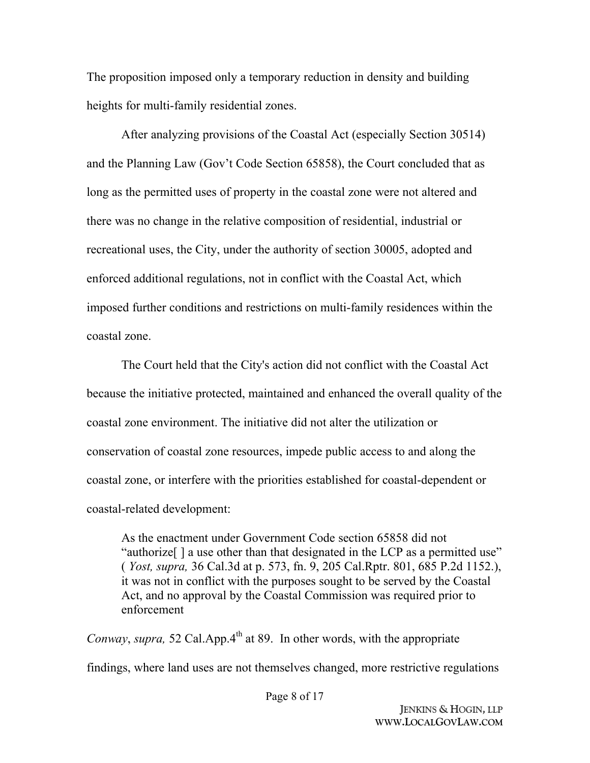The proposition imposed only a temporary reduction in density and building heights for multi-family residential zones.

After analyzing provisions of the Coastal Act (especially Section 30514) and the Planning Law (Gov't Code Section 65858), the Court concluded that as long as the permitted uses of property in the coastal zone were not altered and there was no change in the relative composition of residential, industrial or recreational uses, the City, under the authority of section 30005, adopted and enforced additional regulations, not in conflict with the Coastal Act, which imposed further conditions and restrictions on multi-family residences within the coastal zone.

The Court held that the City's action did not conflict with the Coastal Act because the initiative protected, maintained and enhanced the overall quality of the coastal zone environment. The initiative did not alter the utilization or conservation of coastal zone resources, impede public access to and along the coastal zone, or interfere with the priorities established for coastal-dependent or coastal-related development:

> As the enactment under Government Code section 65858 did not "authorize[ ] a use other than that designated in the LCP as a permitted use" ( *Yost, supra,* 36 Cal.3d at p. 573, fn. 9, 205 Cal.Rptr. 801, 685 P.2d 1152.), it was not in conflict with the purposes sought to be served by the Coastal Act, and no approval by the Coastal Commission was required prior to enforcement

*Conway*, *supra,* 52 Cal.App.4th at 89. In other words, with the appropriate findings, where land uses are not themselves changed, more restrictive regulations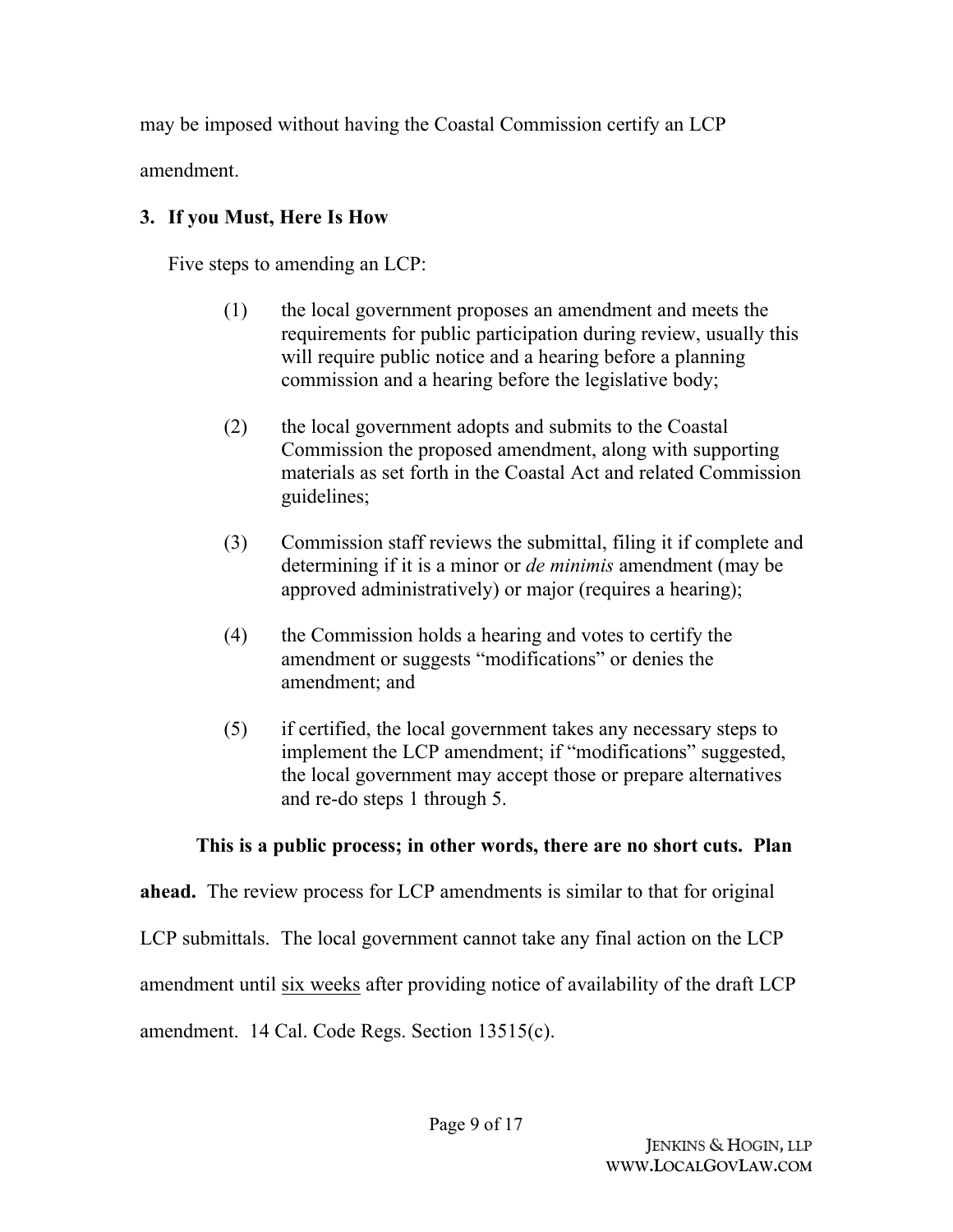may be imposed without having the Coastal Commission certify an LCP amendment.

### 3. If you Must, Here Is How

Five steps to amending an LCP:

(1) the local government proposes an amendment and meets the requirements for public participation during review, usually this will require public notice and a hearing before a planning commission and a hearing before the legislative body;

(2) the local government adopts and submits to the Coastal Commission the proposed amendment, along with supporting materials as set forth in the Coastal Act and related Commission guidelines;

(3) Commission staff reviews the submittal, filing it if complete and determining if it is a minor or *de minimis* amendment (may be approved administratively) or major (requires a hearing);

(4) the Commission holds a hearing and votes to certify the amendment or suggests "modifications" or denies the amendment; and

(5) if certified, the local government takes any necessary steps to implement the LCP amendment; if "modifications" suggested, the local government may accept those or prepare alternatives and re-do steps 1 through 5.

**This is a public process; in other words, there are no short cuts. Plan ahead.** The review process for LCP amendments is similar to that for original LCP submittals. The local government cannot take any final action on the LCP amendment until <u>six weeks</u> after providing notice of availability of the draft LCP amendment. 14 Cal. Code Regs. Section 13515(c).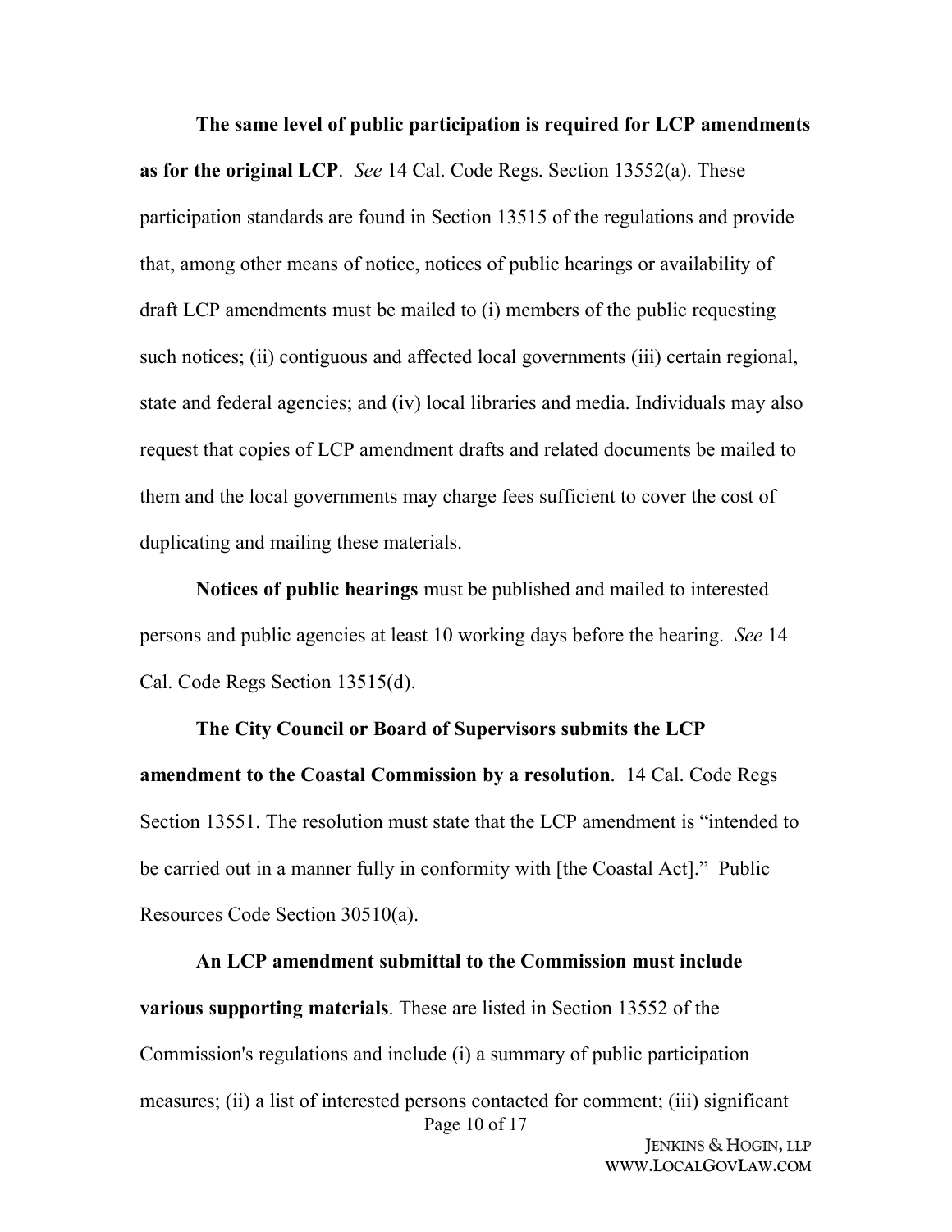**The same level of public participation is required for LCP amendments as for the original LCP**. *See* 14 Cal. Code Regs. Section 13552(a). These participation standards are found in Section 13515 of the regulations and provide that, among other means of notice, notices of public hearings or availability of draft LCP amendments must be mailed to (i) members of the public requesting such notices; (ii) contiguous and affected local governments (iii) certain regional, state and federal agencies; and (iv) local libraries and media. Individuals may also request that copies of LCP amendment drafts and related documents be mailed to them and the local governments may charge fees sufficient to cover the cost of duplicating and mailing these materials.

**Notices of public hearings** must be published and mailed to interested persons and public agencies at least 10 working days before the hearing. *See* 14 Cal. Code Regs Section 13515(d).

**The City Council or Board of Supervisors submits the LCP amendment to the Coastal Commission by a resolution**. 14 Cal. Code Regs Section 13551. The resolution must state that the LCP amendment is "intended to be carried out in a manner fully in conformity with [the Coastal Act]." Public Resources Code Section 30510(a).

**An LCP amendment submittal to the Commission must include various supporting materials**. These are listed in Section 13552 of the Commission's regulations and include (i) a summary of public participation measures; (ii) a list of interested persons contacted for comment; (iii) significant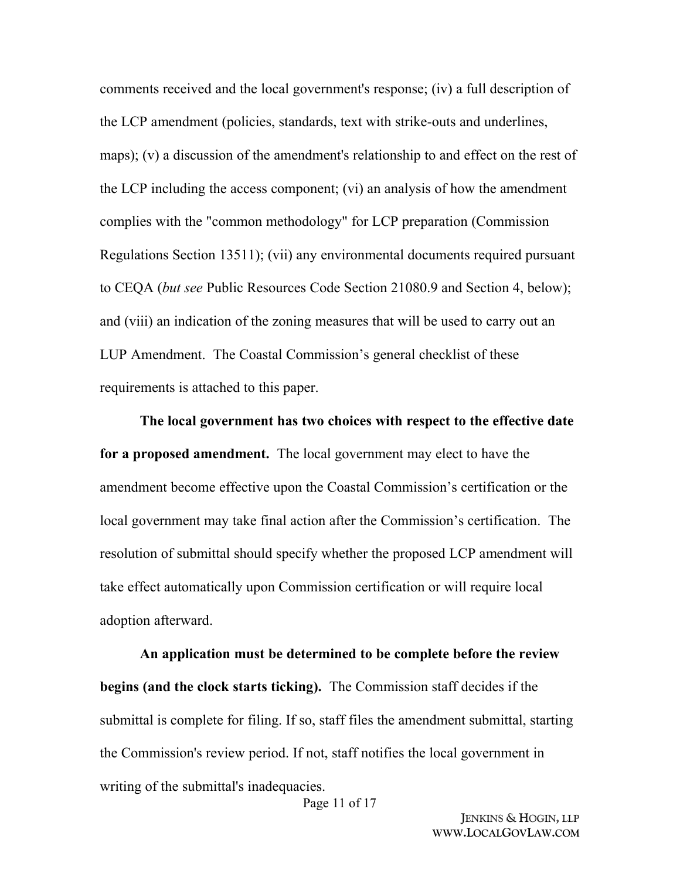comments received and the local government's response; (iv) a full description of the LCP amendment (policies, standards, text with strike-outs and underlines, maps); (v) a discussion of the amendment's relationship to and effect on the rest of the LCP including the access component; (vi) an analysis of how the amendment complies with the "common methodology" for LCP preparation (Commission Regulations Section 13511); (vii) any environmental documents required pursuant to CEQA (*but see* Public Resources Code Section 21080.9 and Section 4, below); and (viii) an indication of the zoning measures that will be used to carry out an LUP Amendment. The Coastal Commission's general checklist of these requirements is attached to this paper.

**The local government has two choices with respect to the effective date for a proposed amendment.** The local government may elect to have the amendment become effective upon the Coastal Commission's certification or the local government may take final action after the Commission's certification. The resolution of submittal should specify whether the proposed LCP amendment will take effect automatically upon Commission certification or will require local adoption afterward.

**An application must be determined to be complete before the review begins (and the clock starts ticking).** The Commission staff decides if the submittal is complete for filing. If so, staff files the amendment submittal, starting the Commission's review period. If not, staff notifies the local government in writing of the submittal's inadequacies.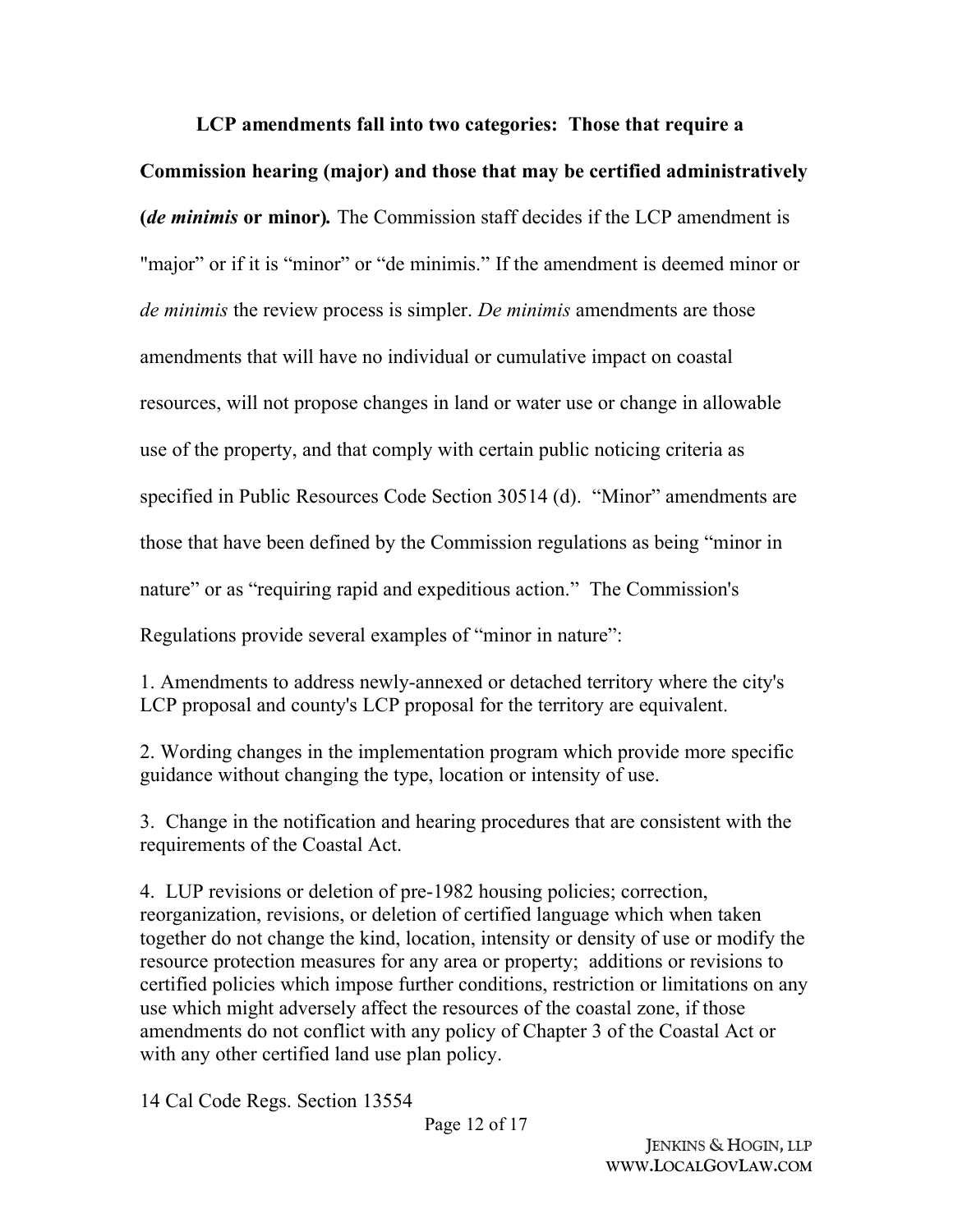**LCP amendments fall into two categories: Those that require a Commission hearing (major) and those that may be certified administratively (*de minimis* or minor).** The Commission staff decides if the LCP amendment is "major" or if it is "minor" or "de minimis." If the amendment is deemed minor or *de minimis* the review process is simpler. *De minimis* amendments are those amendments that will have no individual or cumulative impact on coastal resources, will not propose changes in land or water use or change in allowable use of the property, and that comply with certain public noticing criteria as specified in Public Resources Code Section 30514 (d). "Minor" amendments are those that have been defined by the Commission regulations as being "minor in nature" or as "requiring rapid and expeditious action." The Commission's Regulations provide several examples of "minor in nature":

1. Amendments to address newly-annexed or detached territory where the city's LCP proposal and county's LCP proposal for the territory are equivalent.

2. Wording changes in the implementation program which provide more specific guidance without changing the type, location or intensity of use.

3. Change in the notification and hearing procedures that are consistent with the requirements of the Coastal Act.

4. LUP revisions or deletion of pre-1982 housing policies; correction, reorganization, revisions, or deletion of certified language which when taken together do not change the kind, location, intensity or density of use or modify the resource protection measures for any area or property; additions or revisions to certified policies which impose further conditions, restriction or limitations on any use which might adversely affect the resources of the coastal zone, if those amendments do not conflict with any policy of Chapter 3 of the Coastal Act or with any other certified land use plan policy.

14 Cal Code Regs. Section 13554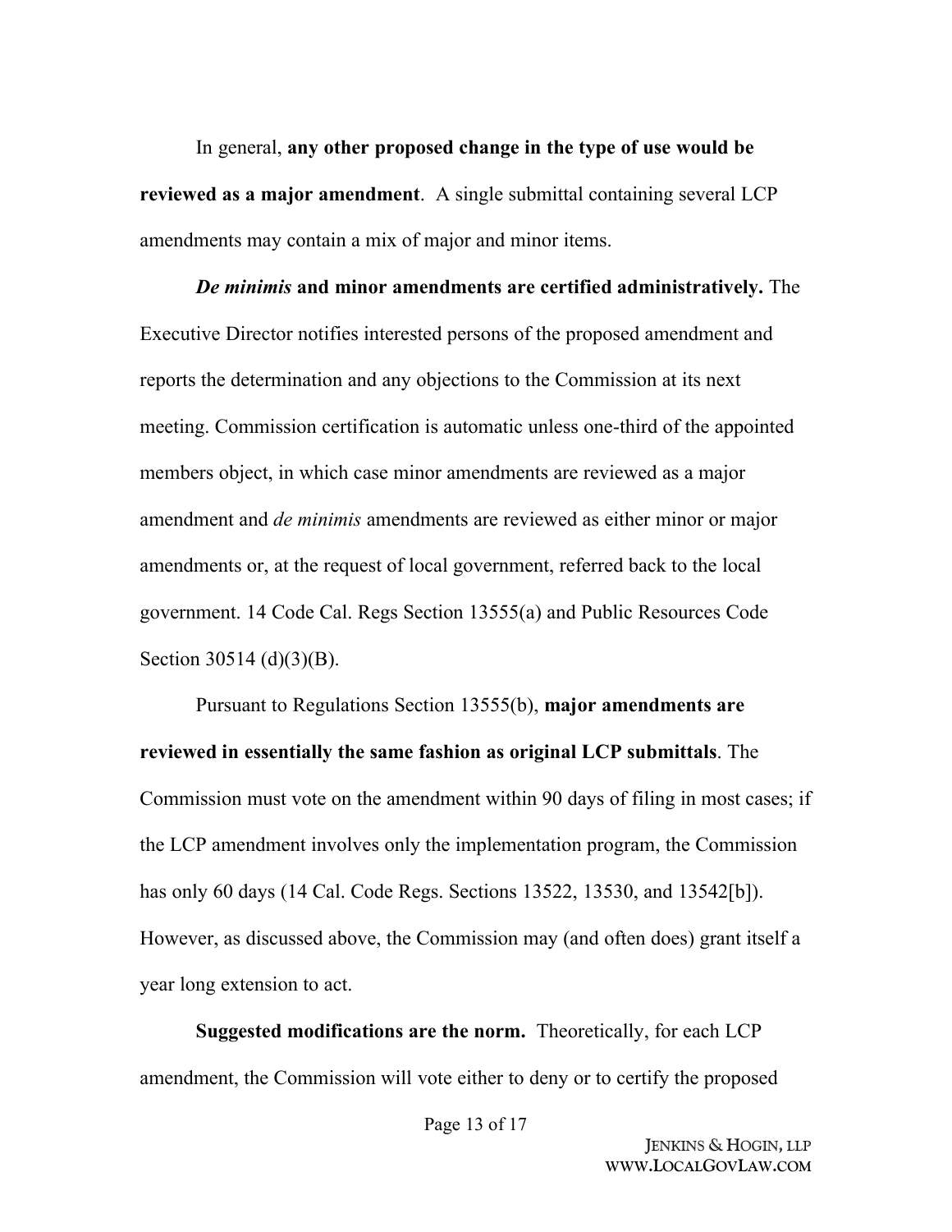In general, **any other proposed change in the type of use would be reviewed as a major amendment**. A single submittal containing several LCP amendments may contain a mix of major and minor items.

***De minimis* and minor amendments are certified administratively.** The Executive Director notifies interested persons of the proposed amendment and reports the determination and any objections to the Commission at its next meeting. Commission certification is automatic unless one-third of the appointed members object, in which case minor amendments are reviewed as a major amendment and *de minimis* amendments are reviewed as either minor or major amendments or, at the request of local government, referred back to the local government. 14 Code Cal. Regs Section 13555(a) and Public Resources Code Section 30514 (d)(3)(B).

Pursuant to Regulations Section 13555(b), **major amendments are reviewed in essentially the same fashion as original LCP submittals**. The Commission must vote on the amendment within 90 days of filing in most cases; if the LCP amendment involves only the implementation program, the Commission has only 60 days (14 Cal. Code Regs. Sections 13522, 13530, and 13542[b]). However, as discussed above, the Commission may (and often does) grant itself a year long extension to act.

**Suggested modifications are the norm.** Theoretically, for each LCP amendment, the Commission will vote either to deny or to certify the proposed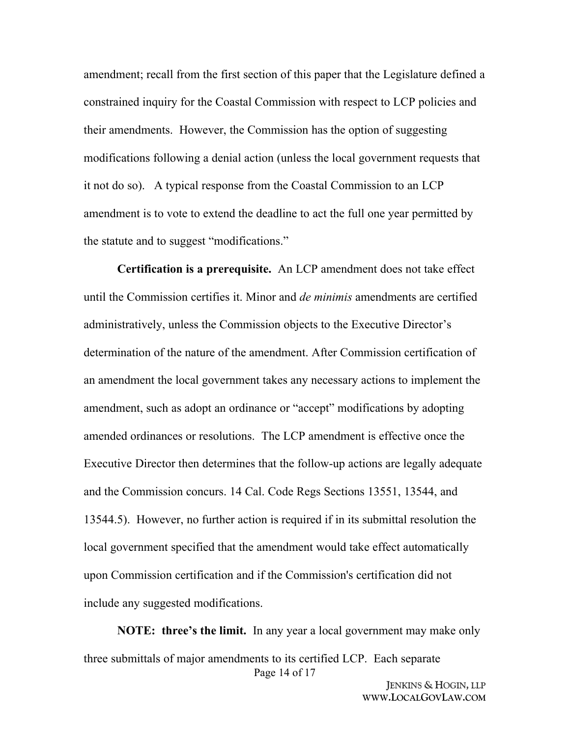amendment; recall from the first section of this paper that the Legislature defined a constrained inquiry for the Coastal Commission with respect to LCP policies and their amendments. However, the Commission has the option of suggesting modifications following a denial action (unless the local government requests that it not do so). A typical response from the Coastal Commission to an LCP amendment is to vote to extend the deadline to act the full one year permitted by the statute and to suggest "modifications."

**Certification is a prerequisite.** An LCP amendment does not take effect until the Commission certifies it. Minor and *de minimis* amendments are certified administratively, unless the Commission objects to the Executive Director's determination of the nature of the amendment. After Commission certification of an amendment the local government takes any necessary actions to implement the amendment, such as adopt an ordinance or "accept" modifications by adopting amended ordinances or resolutions. The LCP amendment is effective once the Executive Director then determines that the follow-up actions are legally adequate and the Commission concurs. 14 Cal. Code Regs Sections 13551, 13544, and 13544.5). However, no further action is required if in its submittal resolution the local government specified that the amendment would take effect automatically upon Commission certification and if the Commission's certification did not include any suggested modifications.

**NOTE: three's the limit.** In any year a local government may make only three submittals of major amendments to its certified LCP. Each separate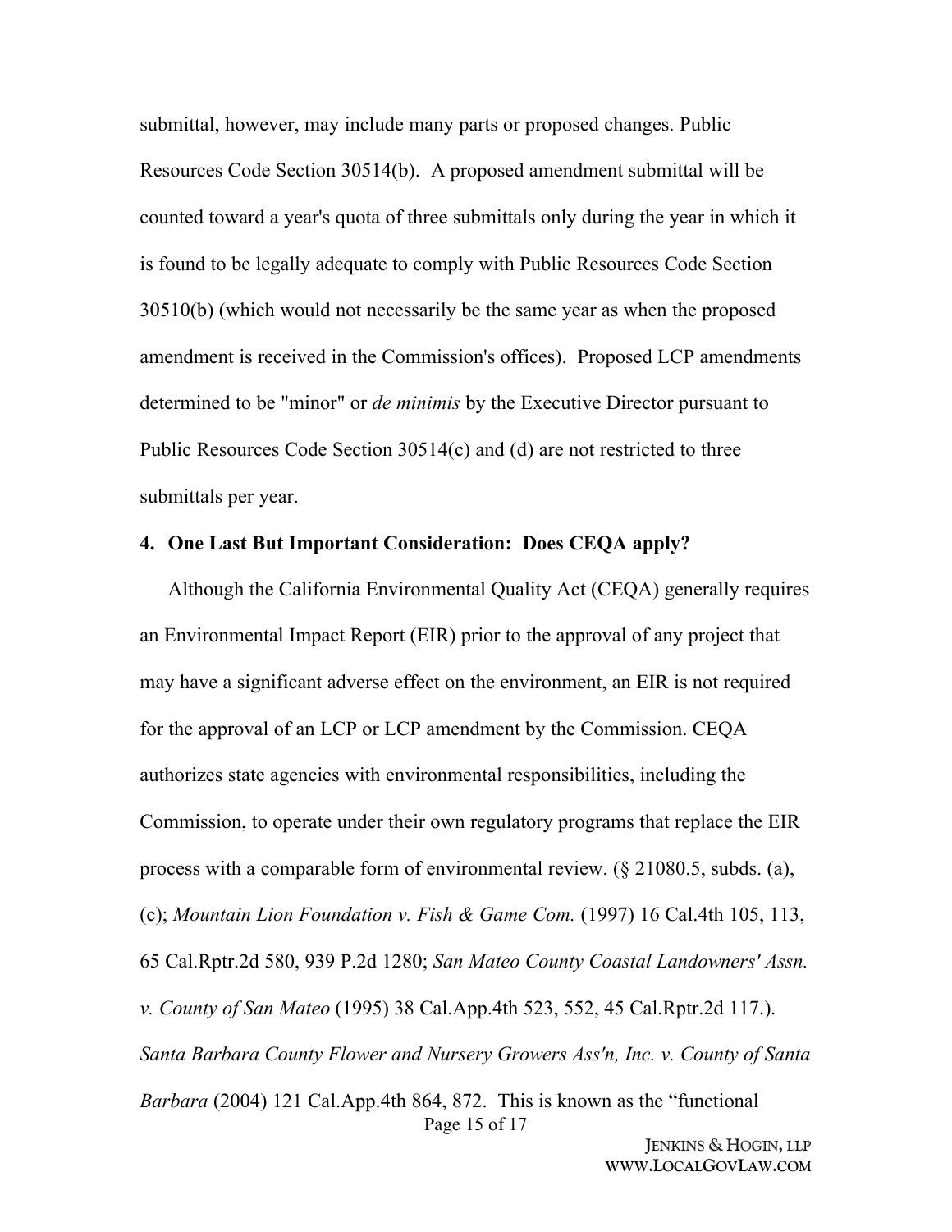submittal, however, may include many parts or proposed changes. Public Resources Code Section 30514(b). A proposed amendment submittal will be counted toward a year's quota of three submittals only during the year in which it is found to be legally adequate to comply with Public Resources Code Section 30510(b) (which would not necessarily be the same year as when the proposed amendment is received in the Commission's offices). Proposed LCP amendments determined to be "minor" or *de minimis* by the Executive Director pursuant to Public Resources Code Section 30514(c) and (d) are not restricted to three submittals per year.

**4. One Last But Important Consideration: Does CEQA apply?**

Although the California Environmental Quality Act (CEQA) generally requires an Environmental Impact Report (EIR) prior to the approval of any project that may have a significant adverse effect on the environment, an EIR is not required for the approval of an LCP or LCP amendment by the Commission. CEQA authorizes state agencies with environmental responsibilities, including the Commission, to operate under their own regulatory programs that replace the EIR process with a comparable form of environmental review. (§ 21080.5, subds. (a), (c); *Mountain Lion Foundation v. Fish & Game Com.* (1997) 16 Cal.4th 105, 113, 65 Cal.Rptr.2d 580, 939 P.2d 1280; *San Mateo County Coastal Landowners' Assn. v. County of San Mateo* (1995) 38 Cal.App.4th 523, 552, 45 Cal.Rptr.2d 117.). *Santa Barbara County Flower and Nursery Growers Ass'n, Inc. v. County of Santa Barbara* (2004) 121 Cal.App.4th 864, 872. This is known as the "functional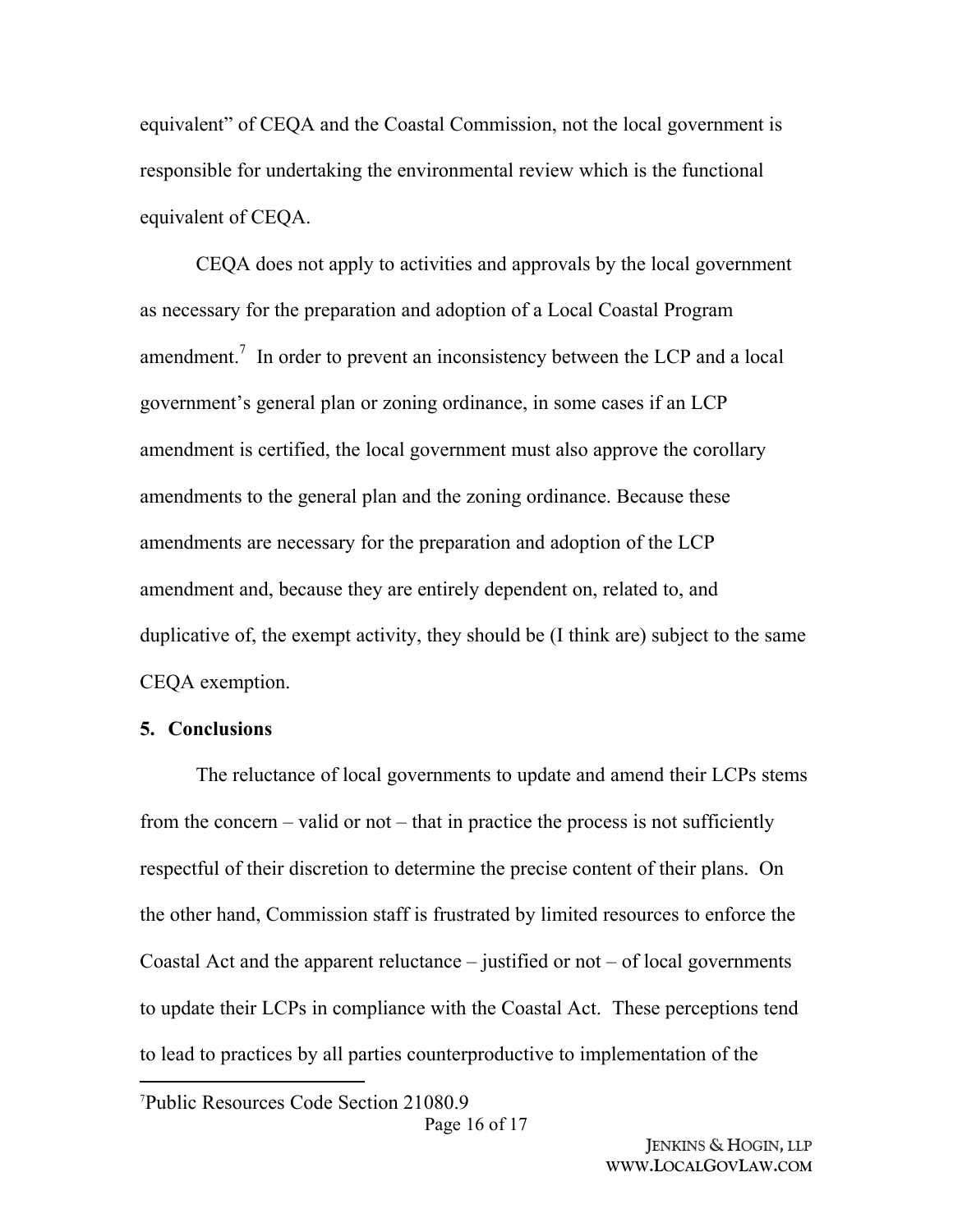equivalent" of CEQA and the Coastal Commission, not the local government is responsible for undertaking the environmental review which is the functional equivalent of CEQA.

CEQA does not apply to activities and approvals by the local government as necessary for the preparation and adoption of a Local Coastal Program amendment.[7] In order to prevent an inconsistency between the LCP and a local government's general plan or zoning ordinance, in some cases if an LCP amendment is certified, the local government must also approve the corollary amendments to the general plan and the zoning ordinance. Because these amendments are necessary for the preparation and adoption of the LCP amendment and, because they are entirely dependent on, related to, and duplicative of, the exempt activity, they should be (I think are) subject to the same CEQA exemption.

**5. Conclusions**

The reluctance of local governments to update and amend their LCPs stems from the concern – valid or not – that in practice the process is not sufficiently respectful of their discretion to determine the precise content of their plans. On the other hand, Commission staff is frustrated by limited resources to enforce the Coastal Act and the apparent reluctance – justified or not – of local governments to update their LCPs in compliance with the Coastal Act. These perceptions tend to lead to practices by all parties counterproductive to implementation of the

[7] Public Resources Code Section 21080.9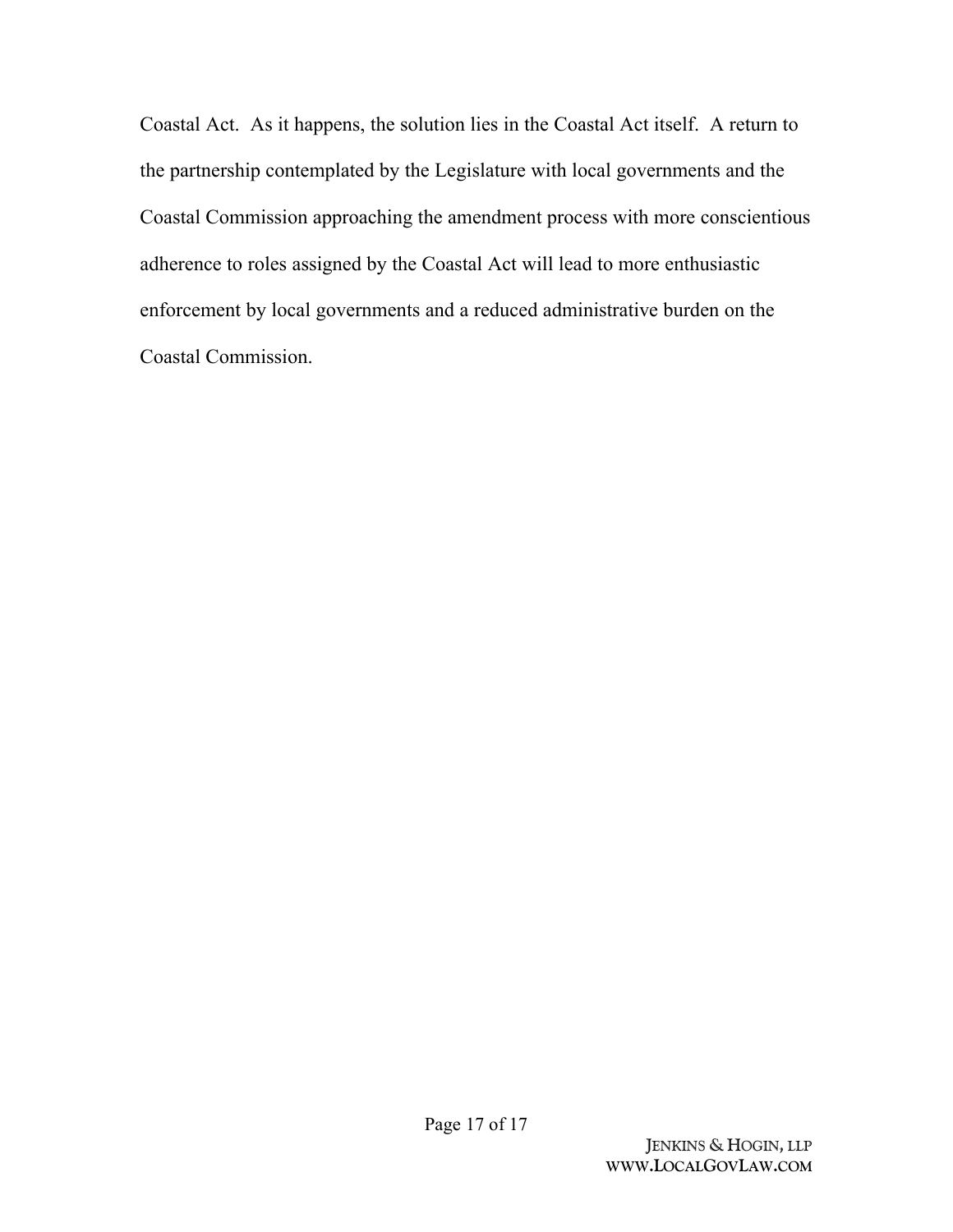Coastal Act. As it happens, the solution lies in the Coastal Act itself. A return to the partnership contemplated by the Legislature with local governments and the Coastal Commission approaching the amendment process with more conscientious adherence to roles assigned by the Coastal Act will lead to more enthusiastic enforcement by local governments and a reduced administrative burden on the Coastal Commission.